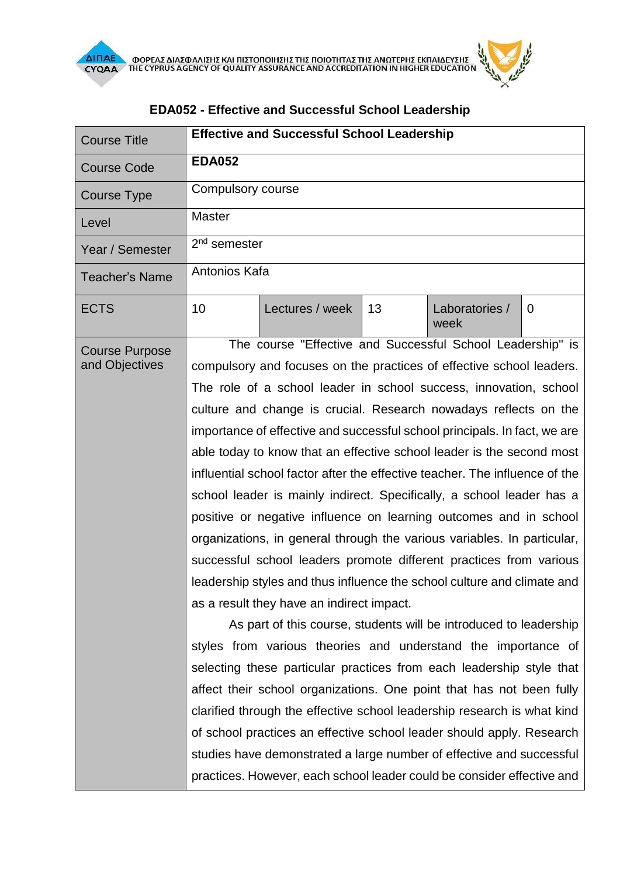# EDA052 - Effective and Successful School Leadership

| | | | | | |
|---|---|---|---|---|---|
| Course Title | **Effective and Successful School Leadership** | | | | |
| Course Code | **EDA052** | | | | |
| Course Type | Compulsory course | | | | |
| Level | Master | | | | |
| Year / Semester | 2nd semester | | | | |
| Teacher's Name | Antonios Kafa | | | | |
| ECTS | 10 | Lectures / week | 13 | Laboratories / week | 0 |
| Course Purpose and Objectives | The course "Effective and Successful School Leadership" is compulsory and focuses on the practices of effective school leaders. The role of a school leader in school success, innovation, school culture and change is crucial. Research nowadays reflects on the importance of effective and successful school principals. In fact, we are able today to know that an effective school leader is the second most influential school factor after the effective teacher. The influence of the school leader is mainly indirect. Specifically, a school leader has a positive or negative influence on learning outcomes and in school organizations, in general through the various variables. In particular, successful school leaders promote different practices from various leadership styles and thus influence the school culture and climate and as a result they have an indirect impact.<br>As part of this course, students will be introduced to leadership styles from various theories and understand the importance of selecting these particular practices from each leadership style that affect their school organizations. One point that has not been fully clarified through the effective school leadership research is what kind of school practices an effective school leader should apply. Research studies have demonstrated a large number of effective and successful practices. However, each school leader could be consider effective and | | | | |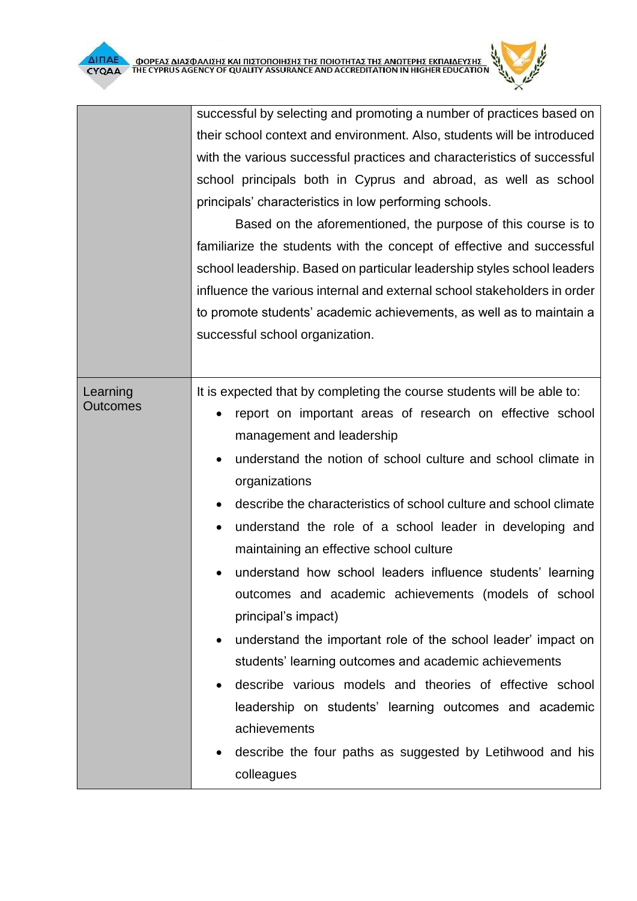| | |
|---|---|
| | successful by selecting and promoting a number of practices based on their school context and environment. Also, students will be introduced with the various successful practices and characteristics of successful school principals both in Cyprus and abroad, as well as school principals' characteristics in low performing schools.<br><br>Based on the aforementioned, the purpose of this course is to familiarize the students with the concept of effective and successful school leadership. Based on particular leadership styles school leaders influence the various internal and external school stakeholders in order to promote students' academic achievements, as well as to maintain a successful school organization. |
| Learning Outcomes | It is expected that by completing the course students will be able to:<br>• report on important areas of research on effective school management and leadership<br>• understand the notion of school culture and school climate in organizations<br>• describe the characteristics of school culture and school climate<br>• understand the role of a school leader in developing and maintaining an effective school culture<br>• understand how school leaders influence students' learning outcomes and academic achievements (models of school principal's impact)<br>• understand the important role of the school leader' impact on students' learning outcomes and academic achievements<br>• describe various models and theories of effective school leadership on students' learning outcomes and academic achievements<br>• describe the four paths as suggested by Letihwood and his colleagues |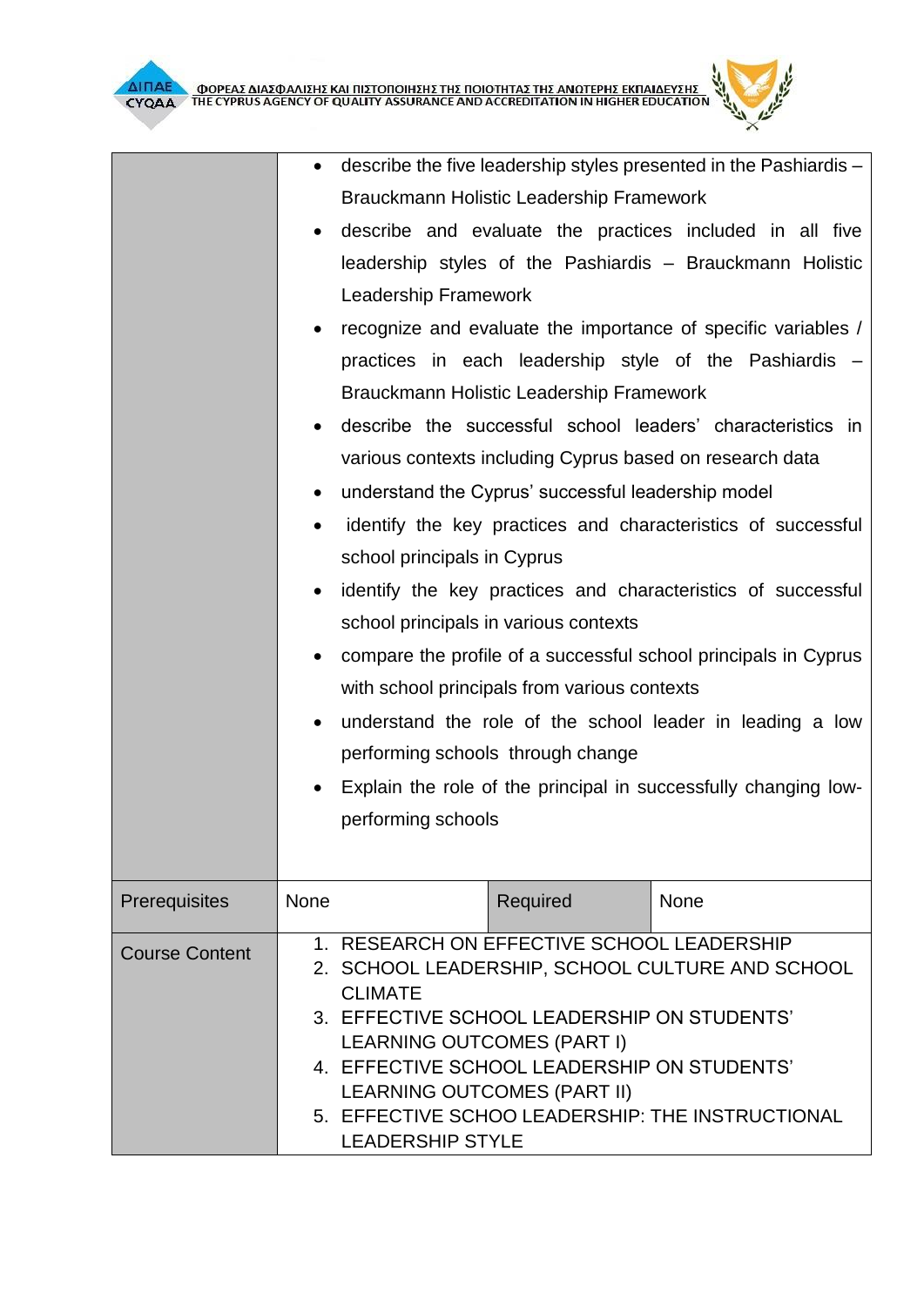| | |
|---|---|
| | • describe the five leadership styles presented in the Pashiardis – Brauckmann Holistic Leadership Framework<br>• describe and evaluate the practices included in all five leadership styles of the Pashiardis – Brauckmann Holistic Leadership Framework<br>• recognize and evaluate the importance of specific variables / practices in each leadership style of the Pashiardis – Brauckmann Holistic Leadership Framework<br>• describe the successful school leaders' characteristics in various contexts including Cyprus based on research data<br>• understand the Cyprus' successful leadership model<br>• identify the key practices and characteristics of successful school principals in Cyprus<br>• identify the key practices and characteristics of successful school principals in various contexts<br>• compare the profile of a successful school principals in Cyprus with school principals from various contexts<br>• understand the role of the school leader in leading a low performing schools through change<br>• Explain the role of the principal in successfully changing low-performing schools |

| Prerequisites | None | Required | None |
|---|---|---|---|
| Course Content | 1. RESEARCH ON EFFECTIVE SCHOOL LEADERSHIP<br>2. SCHOOL LEADERSHIP, SCHOOL CULTURE AND SCHOOL CLIMATE<br>3. EFFECTIVE SCHOOL LEADERSHIP ON STUDENTS' LEARNING OUTCOMES (PART I)<br>4. EFFECTIVE SCHOOL LEADERSHIP ON STUDENTS' LEARNING OUTCOMES (PART II)<br>5. EFFECTIVE SCHOO LEADERSHIP: THE INSTRUCTIONAL LEADERSHIP STYLE | | |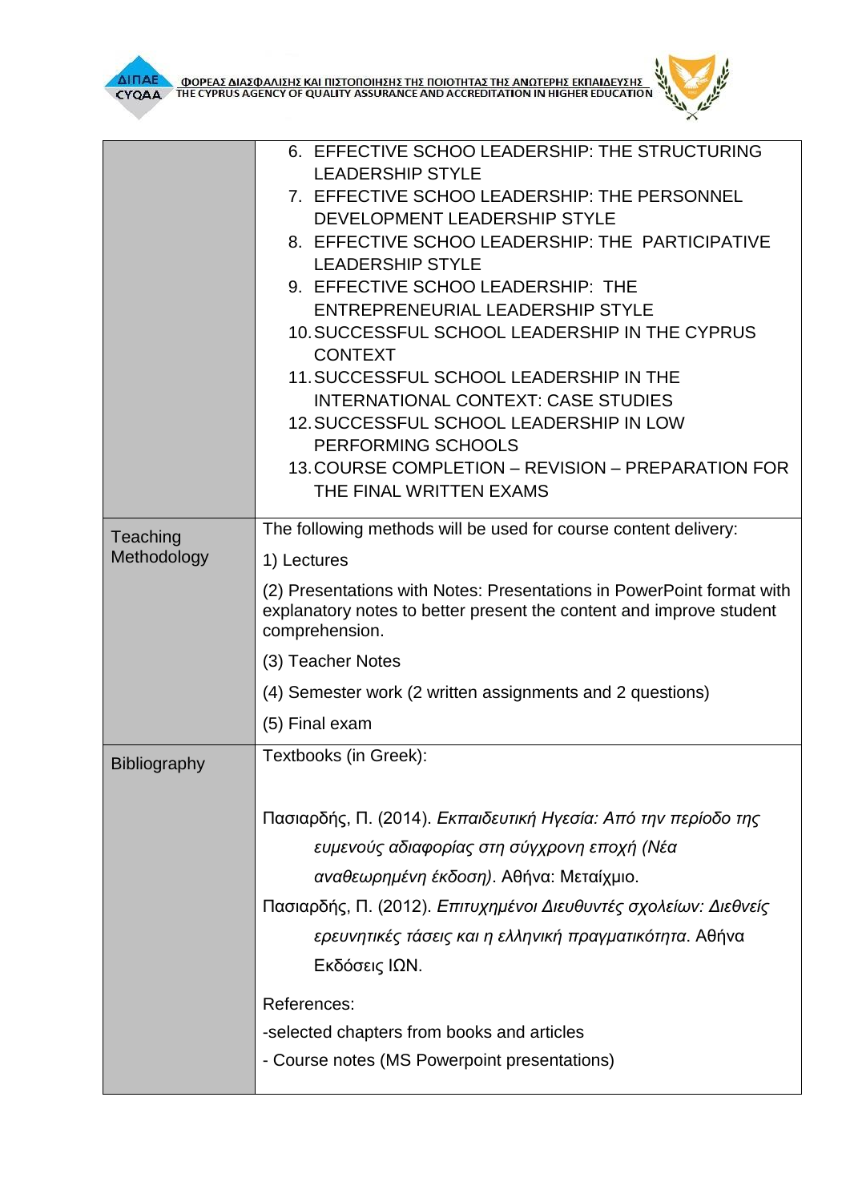| | |
|---|---|
| | 6. EFFECTIVE SCHOO LEADERSHIP: THE STRUCTURING LEADERSHIP STYLE<br>7. EFFECTIVE SCHOO LEADERSHIP: THE PERSONNEL DEVELOPMENT LEADERSHIP STYLE<br>8. EFFECTIVE SCHOO LEADERSHIP: THE PARTICIPATIVE LEADERSHIP STYLE<br>9. EFFECTIVE SCHOO LEADERSHIP: THE ENTREPRENEURIAL LEADERSHIP STYLE<br>10. SUCCESSFUL SCHOOL LEADERSHIP IN THE CYPRUS CONTEXT<br>11. SUCCESSFUL SCHOOL LEADERSHIP IN THE INTERNATIONAL CONTEXT: CASE STUDIES<br>12. SUCCESSFUL SCHOOL LEADERSHIP IN LOW PERFORMING SCHOOLS<br>13. COURSE COMPLETION – REVISION – PREPARATION FOR THE FINAL WRITTEN EXAMS |
| Teaching Methodology | The following methods will be used for course content delivery:<br>1) Lectures<br>(2) Presentations with Notes: Presentations in PowerPoint format with explanatory notes to better present the content and improve student comprehension.<br>(3) Teacher Notes<br>(4) Semester work (2 written assignments and 2 questions)<br>(5) Final exam |
| Bibliography | Textbooks (in Greek):<br><br>Πασιαρδής, Π. (2014). *Εκπαιδευτική Ηγεσία: Από την περίοδο της ευμενούς αδιαφορίας στη σύγχρονη εποχή (Νέα αναθεωρημένη έκδοση)*. Αθήνα: Μεταίχμιο.<br>Πασιαρδής, Π. (2012). *Επιτυχημένοι Διευθυντές σχολείων: Διεθνείς ερευνητικές τάσεις και η ελληνική πραγματικότητα*. Αθήνα Εκδόσεις ΙΩΝ.<br><br>References:<br>-selected chapters from books and articles<br>- Course notes (MS Powerpoint presentations) |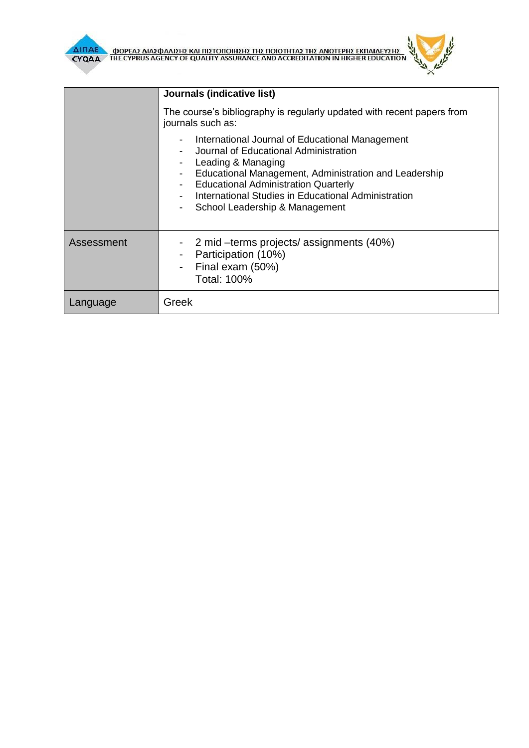| | |
|---|---|
| | **Journals (indicative list)**<br><br>The course's bibliography is regularly updated with recent papers from journals such as:<br><br>- International Journal of Educational Management<br>- Journal of Educational Administration<br>- Leading & Managing<br>- Educational Management, Administration and Leadership<br>- Educational Administration Quarterly<br>- International Studies in Educational Administration<br>- School Leadership & Management |
| Assessment | - 2 mid –terms projects/ assignments (40%)<br>- Participation (10%)<br>- Final exam (50%)<br>Total: 100% |
| Language | Greek |